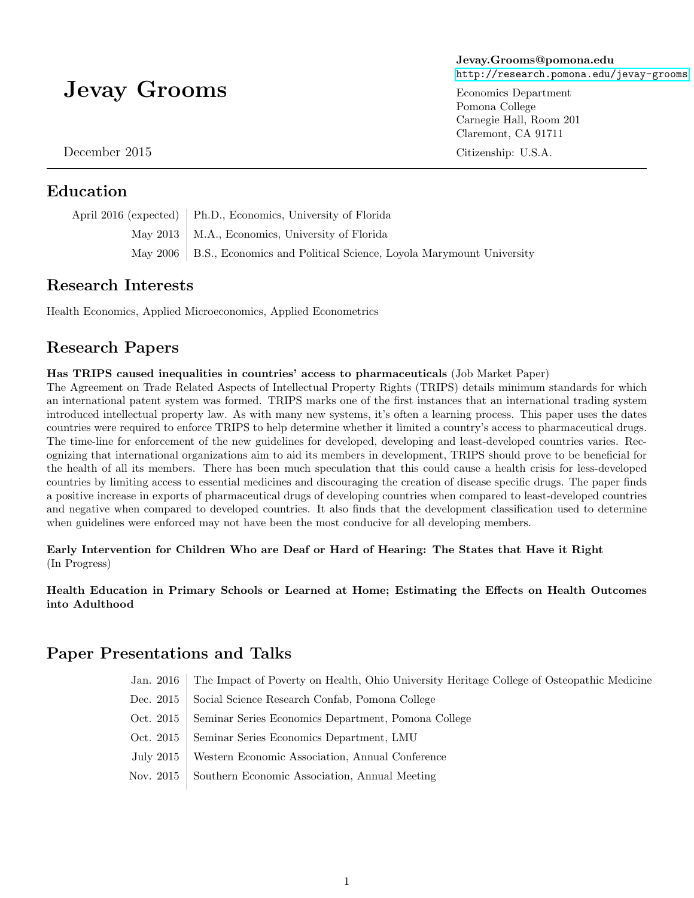# Jevay Grooms

December 2015

**Jevay.Grooms@pomona.edu**
http://research.pomona.edu/jevay-grooms

Economics Department
Pomona College
Carnegie Hall, Room 201
Claremont, CA 91711

Citizenship: U.S.A.

---

## Education

| | |
|---|---|
| April 2016 (expected) | Ph.D., Economics, University of Florida |
| May 2013 | M.A., Economics, University of Florida |
| May 2006 | B.S., Economics and Political Science, Loyola Marymount University |

## Research Interests

Health Economics, Applied Microeconomics, Applied Econometrics

## Research Papers

**Has TRIPS caused inequalities in countries' access to pharmaceuticals** (Job Market Paper)
The Agreement on Trade Related Aspects of Intellectual Property Rights (TRIPS) details minimum standards for which an international patent system was formed. TRIPS marks one of the first instances that an international trading system introduced intellectual property law. As with many new systems, it's often a learning process. This paper uses the dates countries were required to enforce TRIPS to help determine whether it limited a country's access to pharmaceutical drugs. The time-line for enforcement of the new guidelines for developed, developing and least-developed countries varies. Recognizing that international organizations aim to aid its members in development, TRIPS should prove to be beneficial for the health of all its members. There has been much speculation that this could cause a health crisis for less-developed countries by limiting access to essential medicines and discouraging the creation of disease specific drugs. The paper finds a positive increase in exports of pharmaceutical drugs of developing countries when compared to least-developed countries and negative when compared to developed countries. It also finds that the development classification used to determine when guidelines were enforced may not have been the most conducive for all developing members.

**Early Intervention for Children Who are Deaf or Hard of Hearing: The States that Have it Right** (In Progress)

**Health Education in Primary Schools or Learned at Home; Estimating the Effects on Health Outcomes into Adulthood**

## Paper Presentations and Talks

| | |
|---|---|
| Jan. 2016 | The Impact of Poverty on Health, Ohio University Heritage College of Osteopathic Medicine |
| Dec. 2015 | Social Science Research Confab, Pomona College |
| Oct. 2015 | Seminar Series Economics Department, Pomona College |
| Oct. 2015 | Seminar Series Economics Department, LMU |
| July 2015 | Western Economic Association, Annual Conference |
| Nov. 2015 | Southern Economic Association, Annual Meeting |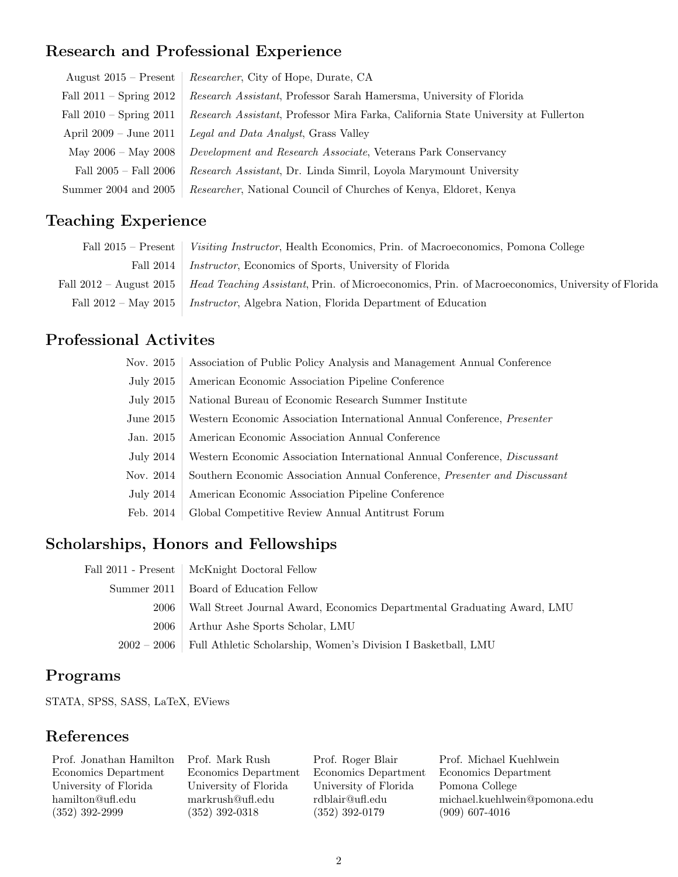## Research and Professional Experience

| | |
|---|---|
| August 2015 – Present | *Researcher*, City of Hope, Durate, CA |
| Fall 2011 – Spring 2012 | *Research Assistant*, Professor Sarah Hamersma, University of Florida |
| Fall 2010 – Spring 2011 | *Research Assistant*, Professor Mira Farka, California State University at Fullerton |
| April 2009 – June 2011 | *Legal and Data Analyst*, Grass Valley |
| May 2006 – May 2008 | *Development and Research Associate*, Veterans Park Conservancy |
| Fall 2005 – Fall 2006 | *Research Assistant*, Dr. Linda Simril, Loyola Marymount University |
| Summer 2004 and 2005 | *Researcher*, National Council of Churches of Kenya, Eldoret, Kenya |

## Teaching Experience

| | |
|---|---|
| Fall 2015 – Present | *Visiting Instructor*, Health Economics, Prin. of Macroeconomics, Pomona College |
| Fall 2014 | *Instructor*, Economics of Sports, University of Florida |
| Fall 2012 – August 2015 | *Head Teaching Assistant*, Prin. of Microeconomics, Prin. of Macroeconomics, University of Florida |
| Fall 2012 – May 2015 | *Instructor*, Algebra Nation, Florida Department of Education |

## Professional Activites

| | |
|---|---|
| Nov. 2015 | Association of Public Policy Analysis and Management Annual Conference |
| July 2015 | American Economic Association Pipeline Conference |
| July 2015 | National Bureau of Economic Research Summer Institute |
| June 2015 | Western Economic Association International Annual Conference, *Presenter* |
| Jan. 2015 | American Economic Association Annual Conference |
| July 2014 | Western Economic Association International Annual Conference, *Discussant* |
| Nov. 2014 | Southern Economic Association Annual Conference, *Presenter and Discussant* |
| July 2014 | American Economic Association Pipeline Conference |
| Feb. 2014 | Global Competitive Review Annual Antitrust Forum |

## Scholarships, Honors and Fellowships

| | |
|---|---|
| Fall 2011 - Present | McKnight Doctoral Fellow |
| Summer 2011 | Board of Education Fellow |
| 2006 | Wall Street Journal Award, Economics Departmental Graduating Award, LMU |
| 2006 | Arthur Ashe Sports Scholar, LMU |
| 2002 – 2006 | Full Athletic Scholarship, Women's Division I Basketball, LMU |

## Programs

STATA, SPSS, SASS, LaTeX, EViews

## References

Prof. Jonathan Hamilton
Economics Department
University of Florida
hamilton@ufl.edu
(352) 392-2999

Prof. Mark Rush
Economics Department
University of Florida
markrush@ufl.edu
(352) 392-0318

Prof. Roger Blair
Economics Department
University of Florida
rdblair@ufl.edu
(352) 392-0179

Prof. Michael Kuehlwein
Economics Department
Pomona College
michael.kuehlwein@pomona.edu
(909) 607-4016